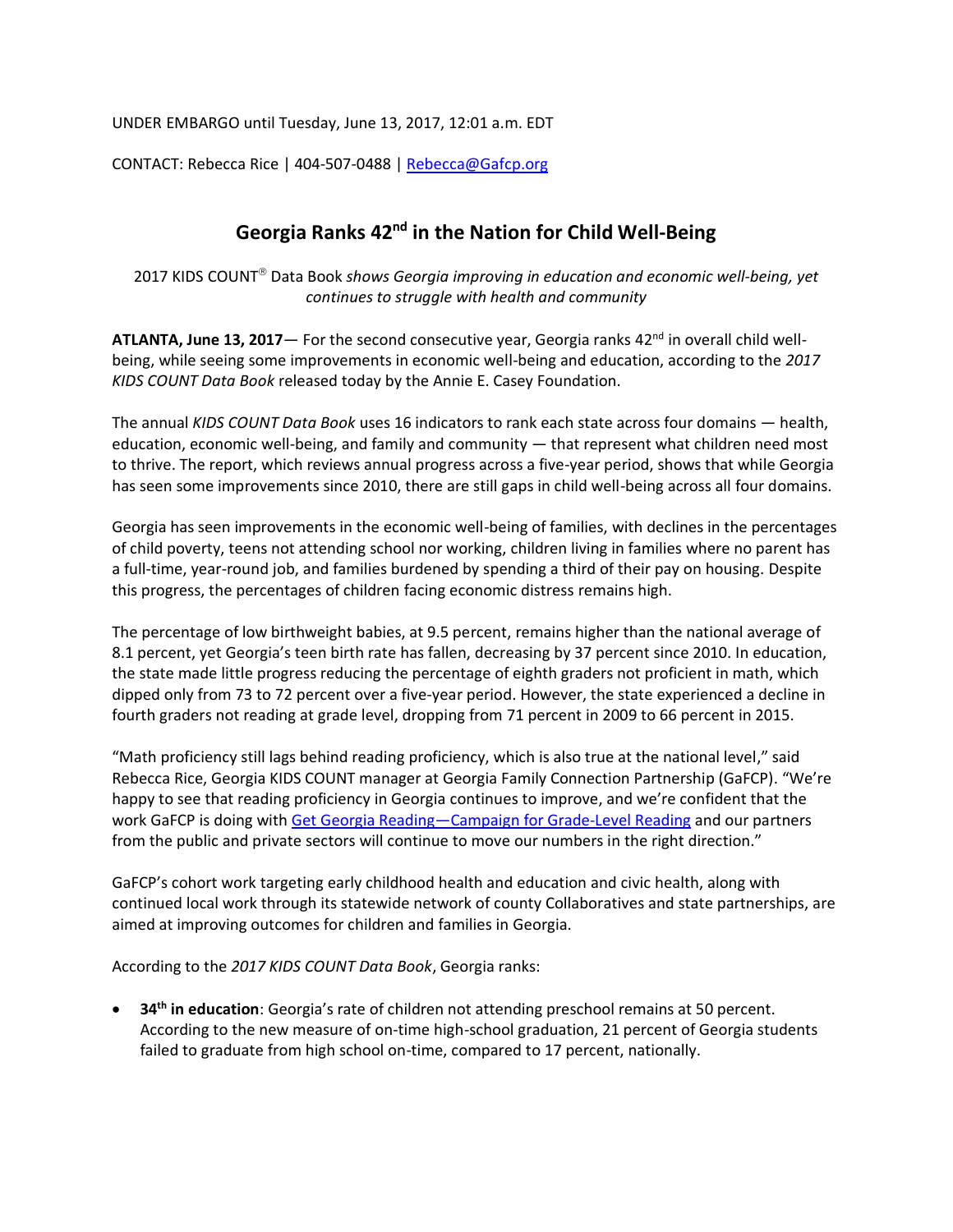UNDER EMBARGO until Tuesday, June 13, 2017, 12:01 a.m. EDT

CONTACT: Rebecca Rice | 404-507-0488 | [Rebecca@Gafcp.org](mailto:Rebecca@Gafcp.org)

# Georgia Ranks 42nd in the Nation for Child Well-Being

2017 KIDS COUNT® Data Book *shows Georgia improving in education and economic well-being, yet continues to struggle with health and community*

**ATLANTA, June 13, 2017**— For the second consecutive year, Georgia ranks 42nd in overall child well-being, while seeing some improvements in economic well-being and education, according to the *2017 KIDS COUNT Data Book* released today by the Annie E. Casey Foundation.

The annual *KIDS COUNT Data Book* uses 16 indicators to rank each state across four domains — health, education, economic well-being, and family and community — that represent what children need most to thrive. The report, which reviews annual progress across a five-year period, shows that while Georgia has seen some improvements since 2010, there are still gaps in child well-being across all four domains.

Georgia has seen improvements in the economic well-being of families, with declines in the percentages of child poverty, teens not attending school nor working, children living in families where no parent has a full-time, year-round job, and families burdened by spending a third of their pay on housing. Despite this progress, the percentages of children facing economic distress remains high.

The percentage of low birthweight babies, at 9.5 percent, remains higher than the national average of 8.1 percent, yet Georgia's teen birth rate has fallen, decreasing by 37 percent since 2010. In education, the state made little progress reducing the percentage of eighth graders not proficient in math, which dipped only from 73 to 72 percent over a five-year period. However, the state experienced a decline in fourth graders not reading at grade level, dropping from 71 percent in 2009 to 66 percent in 2015.

"Math proficiency still lags behind reading proficiency, which is also true at the national level," said Rebecca Rice, Georgia KIDS COUNT manager at Georgia Family Connection Partnership (GaFCP). "We're happy to see that reading proficiency in Georgia continues to improve, and we're confident that the work GaFCP is doing with Get Georgia Reading—Campaign for Grade-Level Reading and our partners from the public and private sectors will continue to move our numbers in the right direction."

GaFCP's cohort work targeting early childhood health and education and civic health, along with continued local work through its statewide network of county Collaboratives and state partnerships, are aimed at improving outcomes for children and families in Georgia.

According to the *2017 KIDS COUNT Data Book*, Georgia ranks:

- **34th in education**: Georgia's rate of children not attending preschool remains at 50 percent. According to the new measure of on-time high-school graduation, 21 percent of Georgia students failed to graduate from high school on-time, compared to 17 percent, nationally.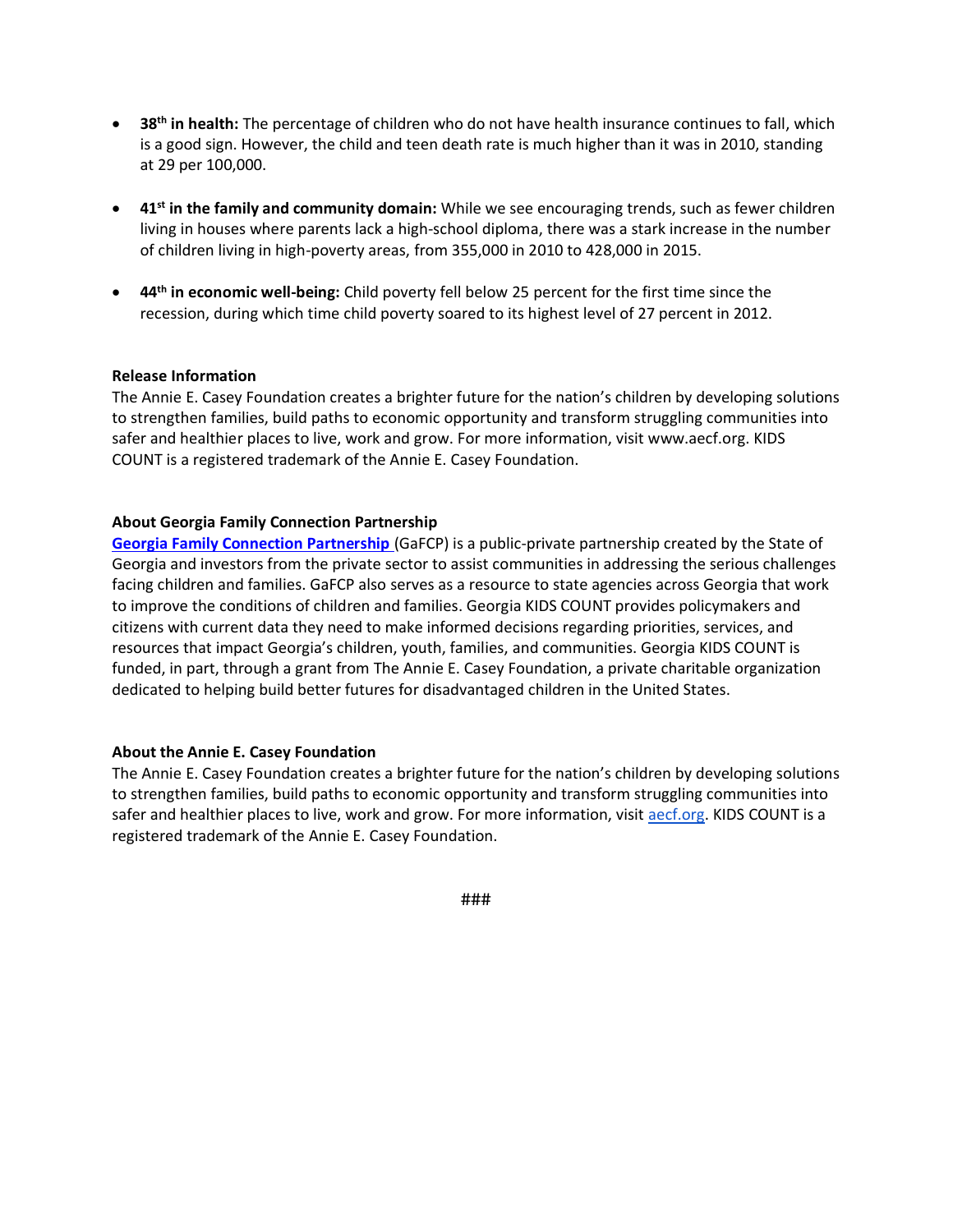- **38th in health:** The percentage of children who do not have health insurance continues to fall, which is a good sign. However, the child and teen death rate is much higher than it was in 2010, standing at 29 per 100,000.

- **41st in the family and community domain:** While we see encouraging trends, such as fewer children living in houses where parents lack a high-school diploma, there was a stark increase in the number of children living in high-poverty areas, from 355,000 in 2010 to 428,000 in 2015.

- **44th in economic well-being:** Child poverty fell below 25 percent for the first time since the recession, during which time child poverty soared to its highest level of 27 percent in 2012.

**Release Information**

The Annie E. Casey Foundation creates a brighter future for the nation's children by developing solutions to strengthen families, build paths to economic opportunity and transform struggling communities into safer and healthier places to live, work and grow. For more information, visit www.aecf.org. KIDS COUNT is a registered trademark of the Annie E. Casey Foundation.

**About Georgia Family Connection Partnership**

**Georgia Family Connection Partnership** (GaFCP) is a public-private partnership created by the State of Georgia and investors from the private sector to assist communities in addressing the serious challenges facing children and families. GaFCP also serves as a resource to state agencies across Georgia that work to improve the conditions of children and families. Georgia KIDS COUNT provides policymakers and citizens with current data they need to make informed decisions regarding priorities, services, and resources that impact Georgia's children, youth, families, and communities. Georgia KIDS COUNT is funded, in part, through a grant from The Annie E. Casey Foundation, a private charitable organization dedicated to helping build better futures for disadvantaged children in the United States.

**About the Annie E. Casey Foundation**

The Annie E. Casey Foundation creates a brighter future for the nation's children by developing solutions to strengthen families, build paths to economic opportunity and transform struggling communities into safer and healthier places to live, work and grow. For more information, visit aecf.org. KIDS COUNT is a registered trademark of the Annie E. Casey Foundation.

###